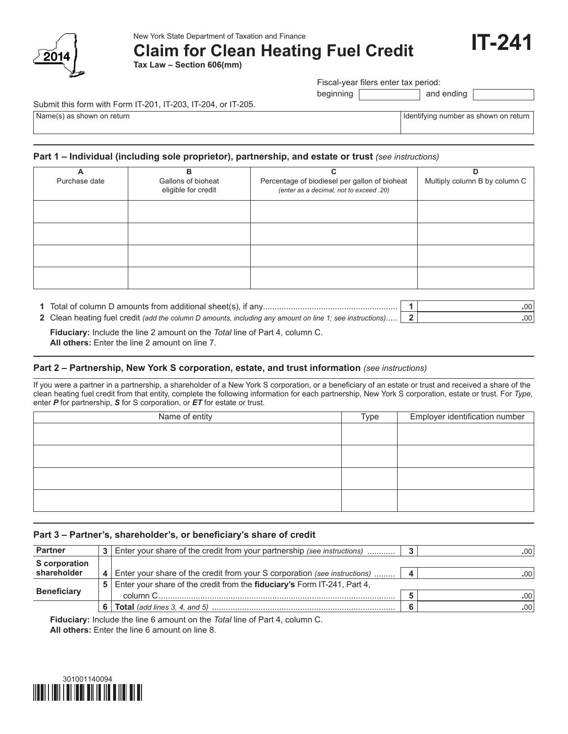New York State Department of Taxation and Finance

# Claim for Clean Heating Fuel Credit

**IT-241**

**2014**

**Tax Law – Section 606(mm)**

Fiscal-year filers enter tax period: beginning ______ and ending ______

Submit this form with Form IT-201, IT-203, IT-204, or IT-205.

| Name(s) as shown on return | Identifying number as shown on return |
|---|---|
| | |

## Part 1 – Individual (including sole proprietor), partnership, and estate or trust *(see instructions)*

| A<br>Purchase date | B<br>Gallons of bioheat eligible for credit | C<br>Percentage of biodiesel per gallon of bioheat *(enter as a decimal, not to exceed .20)* | D<br>Multiply column B by column C |
|---|---|---|---|
| | | | |
| | | | |
| | | | |
| | | | |

| | | | |
|---|---|---|---|
| **1** | Total of column D amounts from additional sheet(s), if any | **1** | .00 |
| **2** | Clean heating fuel credit *(add the column D amounts, including any amount on line 1; see instructions)* | **2** | .00 |

**Fiduciary:** Include the line 2 amount on the *Total* line of Part 4, column C.
**All others:** Enter the line 2 amount on line 7.

## Part 2 – Partnership, New York S corporation, estate, and trust information *(see instructions)*

If you were a partner in a partnership, a shareholder of a New York S corporation, or a beneficiary of an estate or trust and received a share of the clean heating fuel credit from that entity, complete the following information for each partnership, New York S corporation, estate or trust. For *Type,* enter ***P*** for partnership, ***S*** for S corporation, or ***ET*** for estate or trust.

| Name of entity | Type | Employer identification number |
|---|---|---|
| | | |
| | | |
| | | |
| | | |

## Part 3 – Partner's, shareholder's, or beneficiary's share of credit

| | | | | |
|---|---|---|---|---|
| **Partner** | **3** | Enter your share of the credit from your partnership *(see instructions)* | **3** | .00 |
| **S corporation shareholder** | **4** | Enter your share of the credit from your S corporation *(see instructions)* | **4** | .00 |
| **Beneficiary** | **5** | Enter your share of the credit from the **fiduciary's** Form IT-241, Part 4, column C | **5** | .00 |
| | **6** | **Total** *(add lines 3, 4, and 5)* | **6** | .00 |

**Fiduciary:** Include the line 6 amount on the *Total* line of Part 4, column C.
**All others:** Enter the line 6 amount on line 8.

301001140094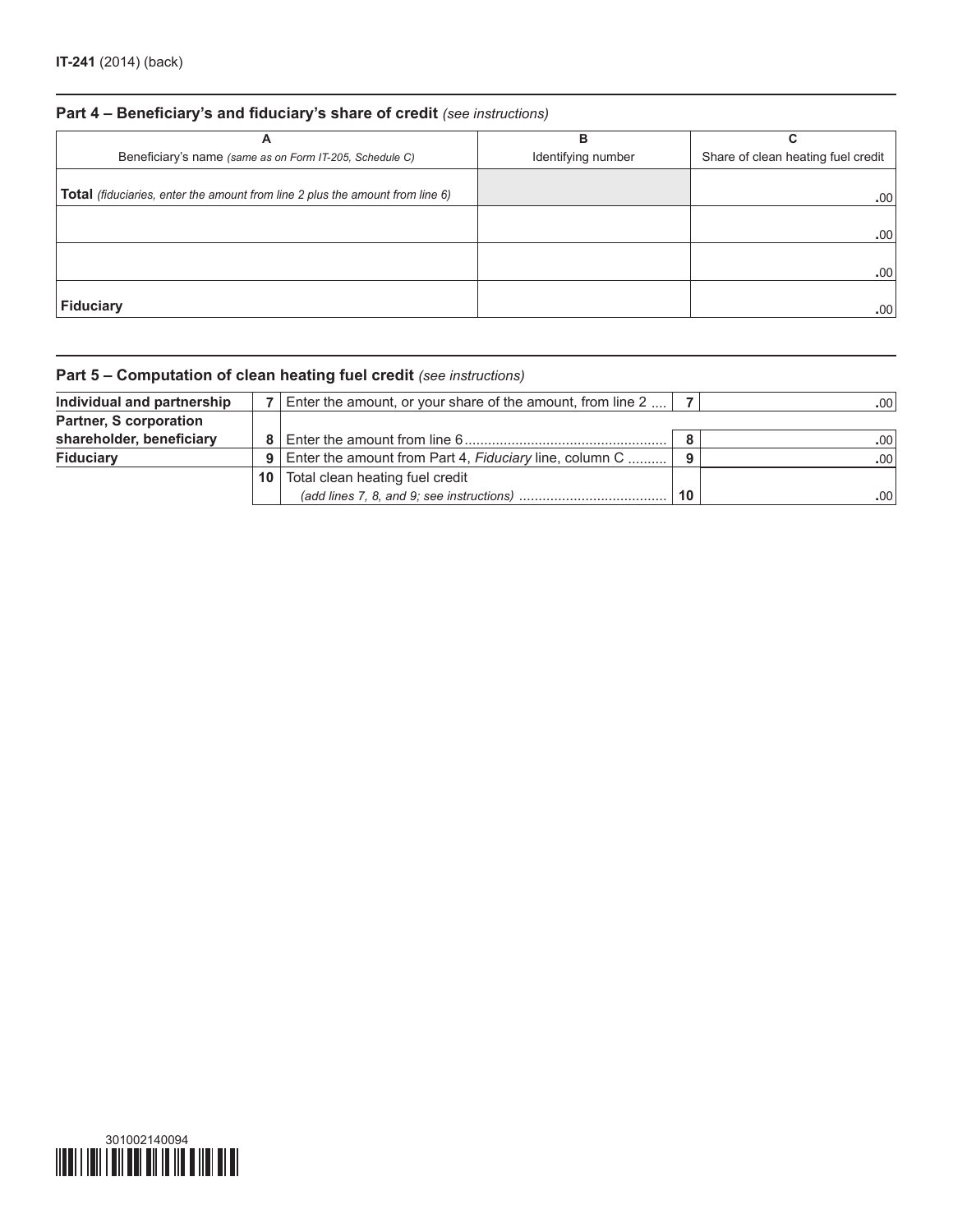## Part 4 – Beneficiary's and fiduciary's share of credit *(see instructions)*

| A<br>Beneficiary's name *(same as on Form IT-205, Schedule C)* | B<br>Identifying number | C<br>Share of clean heating fuel credit |
|---|---|---|
| **Total** *(fiduciaries, enter the amount from line 2 plus the amount from line 6)* | | .00 |
| | | .00 |
| | | .00 |
| **Fiduciary** | | .00 |

## Part 5 – Computation of clean heating fuel credit *(see instructions)*

| | | | | |
|---|---|---|---|---|
| **Individual and partnership** | 7 | Enter the amount, or your share of the amount, from line 2 .... | 7 | .00 |
| **Partner, S corporation shareholder, beneficiary** | 8 | Enter the amount from line 6 .................................................. | 8 | .00 |
| **Fiduciary** | 9 | Enter the amount from Part 4, *Fiduciary* line, column C .......... | 9 | .00 |
| | 10 | Total clean heating fuel credit *(add lines 7, 8, and 9; see instructions)* ..................................... | 10 | .00 |

301002140094